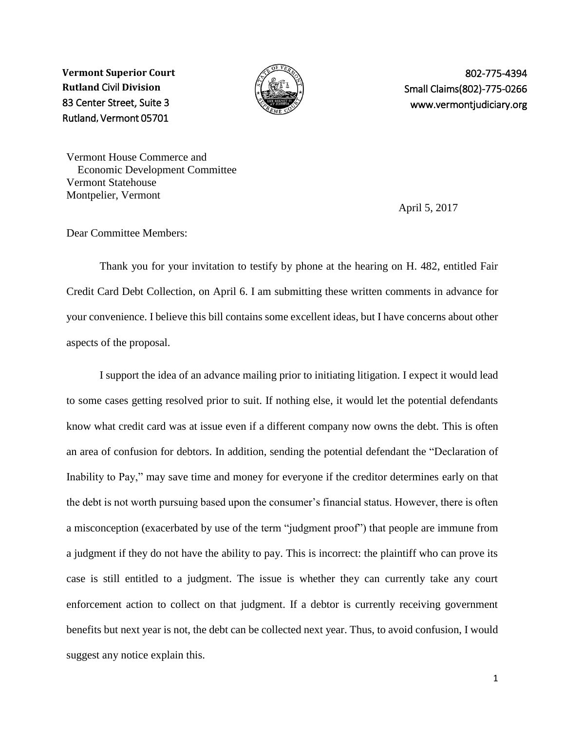**Vermont Superior Court**
**Rutland Civil Division**
83 Center Street, Suite 3
Rutland, Vermont 05701

802-775-4394
Small Claims(802)-775-0266
www.vermontjudiciary.org

Vermont House Commerce and
Economic Development Committee
Vermont Statehouse
Montpelier, Vermont

April 5, 2017

Dear Committee Members:

Thank you for your invitation to testify by phone at the hearing on H. 482, entitled Fair Credit Card Debt Collection, on April 6. I am submitting these written comments in advance for your convenience. I believe this bill contains some excellent ideas, but I have concerns about other aspects of the proposal.

I support the idea of an advance mailing prior to initiating litigation. I expect it would lead to some cases getting resolved prior to suit. If nothing else, it would let the potential defendants know what credit card was at issue even if a different company now owns the debt. This is often an area of confusion for debtors. In addition, sending the potential defendant the "Declaration of Inability to Pay," may save time and money for everyone if the creditor determines early on that the debt is not worth pursuing based upon the consumer's financial status. However, there is often a misconception (exacerbated by use of the term "judgment proof") that people are immune from a judgment if they do not have the ability to pay. This is incorrect: the plaintiff who can prove its case is still entitled to a judgment. The issue is whether they can currently take any court enforcement action to collect on that judgment. If a debtor is currently receiving government benefits but next year is not, the debt can be collected next year. Thus, to avoid confusion, I would suggest any notice explain this.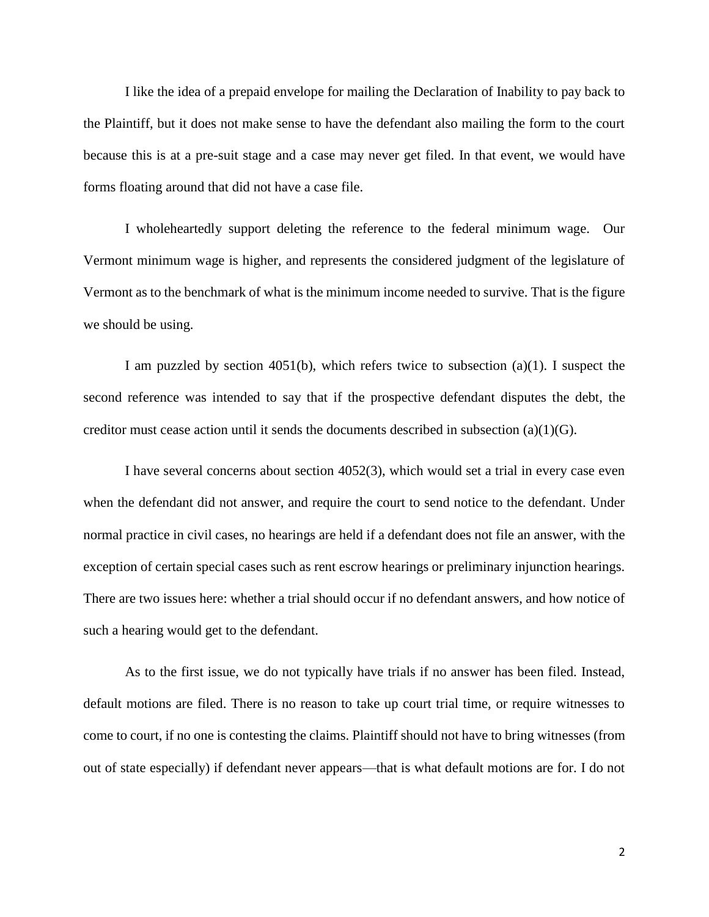I like the idea of a prepaid envelope for mailing the Declaration of Inability to pay back to the Plaintiff, but it does not make sense to have the defendant also mailing the form to the court because this is at a pre-suit stage and a case may never get filed. In that event, we would have forms floating around that did not have a case file.

I wholeheartedly support deleting the reference to the federal minimum wage. Our Vermont minimum wage is higher, and represents the considered judgment of the legislature of Vermont as to the benchmark of what is the minimum income needed to survive. That is the figure we should be using.

I am puzzled by section 4051(b), which refers twice to subsection (a)(1). I suspect the second reference was intended to say that if the prospective defendant disputes the debt, the creditor must cease action until it sends the documents described in subsection (a)(1)(G).

I have several concerns about section 4052(3), which would set a trial in every case even when the defendant did not answer, and require the court to send notice to the defendant. Under normal practice in civil cases, no hearings are held if a defendant does not file an answer, with the exception of certain special cases such as rent escrow hearings or preliminary injunction hearings. There are two issues here: whether a trial should occur if no defendant answers, and how notice of such a hearing would get to the defendant.

As to the first issue, we do not typically have trials if no answer has been filed. Instead, default motions are filed. There is no reason to take up court trial time, or require witnesses to come to court, if no one is contesting the claims. Plaintiff should not have to bring witnesses (from out of state especially) if defendant never appears—that is what default motions are for. I do not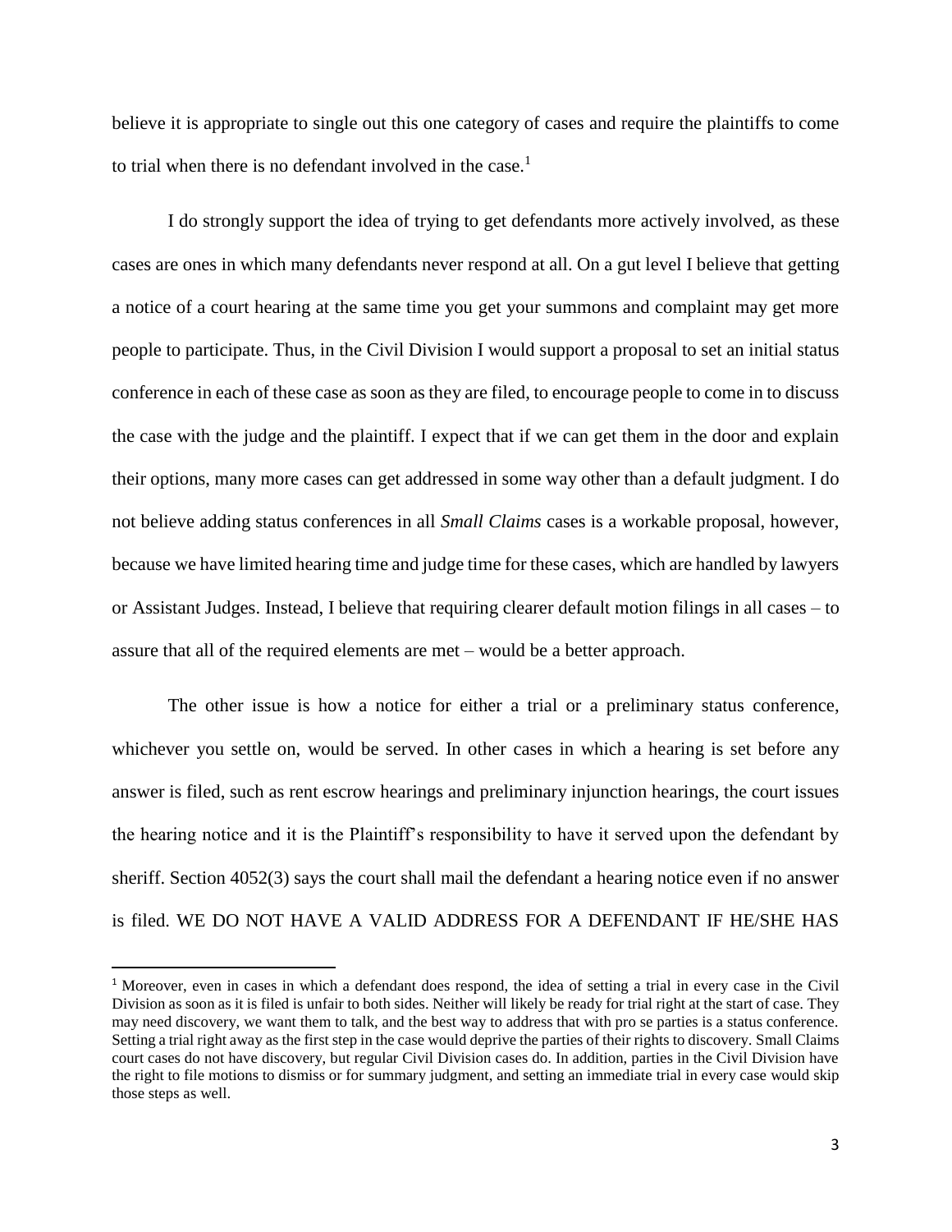believe it is appropriate to single out this one category of cases and require the plaintiffs to come to trial when there is no defendant involved in the case.[1]

I do strongly support the idea of trying to get defendants more actively involved, as these cases are ones in which many defendants never respond at all. On a gut level I believe that getting a notice of a court hearing at the same time you get your summons and complaint may get more people to participate. Thus, in the Civil Division I would support a proposal to set an initial status conference in each of these case as soon as they are filed, to encourage people to come in to discuss the case with the judge and the plaintiff. I expect that if we can get them in the door and explain their options, many more cases can get addressed in some way other than a default judgment. I do not believe adding status conferences in all *Small Claims* cases is a workable proposal, however, because we have limited hearing time and judge time for these cases, which are handled by lawyers or Assistant Judges. Instead, I believe that requiring clearer default motion filings in all cases – to assure that all of the required elements are met – would be a better approach.

The other issue is how a notice for either a trial or a preliminary status conference, whichever you settle on, would be served. In other cases in which a hearing is set before any answer is filed, such as rent escrow hearings and preliminary injunction hearings, the court issues the hearing notice and it is the Plaintiff's responsibility to have it served upon the defendant by sheriff. Section 4052(3) says the court shall mail the defendant a hearing notice even if no answer is filed. WE DO NOT HAVE A VALID ADDRESS FOR A DEFENDANT IF HE/SHE HAS

[1] Moreover, even in cases in which a defendant does respond, the idea of setting a trial in every case in the Civil Division as soon as it is filed is unfair to both sides. Neither will likely be ready for trial right at the start of case. They may need discovery, we want them to talk, and the best way to address that with pro se parties is a status conference. Setting a trial right away as the first step in the case would deprive the parties of their rights to discovery. Small Claims court cases do not have discovery, but regular Civil Division cases do. In addition, parties in the Civil Division have the right to file motions to dismiss or for summary judgment, and setting an immediate trial in every case would skip those steps as well.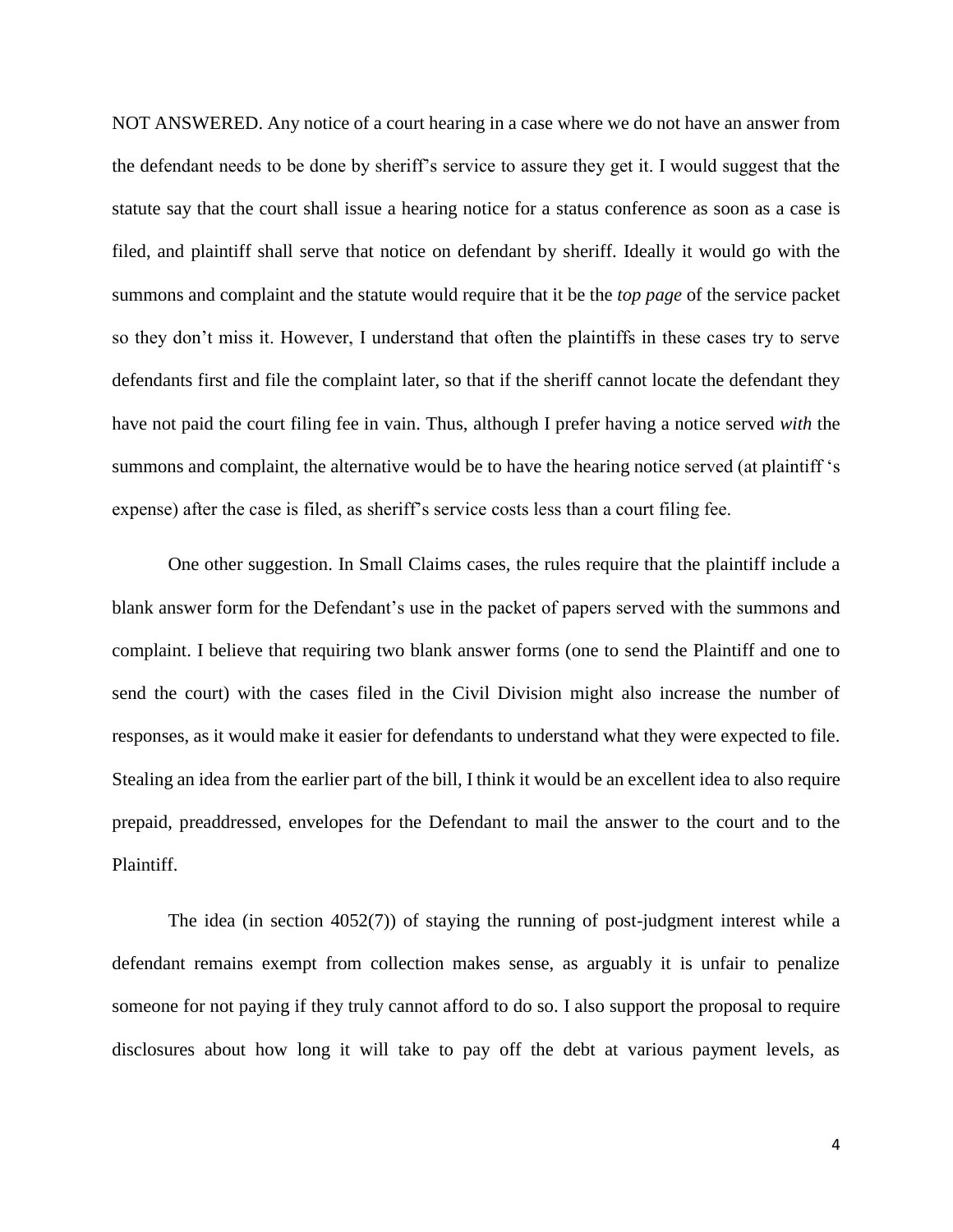NOT ANSWERED. Any notice of a court hearing in a case where we do not have an answer from the defendant needs to be done by sheriff's service to assure they get it. I would suggest that the statute say that the court shall issue a hearing notice for a status conference as soon as a case is filed, and plaintiff shall serve that notice on defendant by sheriff. Ideally it would go with the summons and complaint and the statute would require that it be the *top page* of the service packet so they don't miss it. However, I understand that often the plaintiffs in these cases try to serve defendants first and file the complaint later, so that if the sheriff cannot locate the defendant they have not paid the court filing fee in vain. Thus, although I prefer having a notice served *with* the summons and complaint, the alternative would be to have the hearing notice served (at plaintiff 's expense) after the case is filed, as sheriff's service costs less than a court filing fee.

One other suggestion. In Small Claims cases, the rules require that the plaintiff include a blank answer form for the Defendant's use in the packet of papers served with the summons and complaint. I believe that requiring two blank answer forms (one to send the Plaintiff and one to send the court) with the cases filed in the Civil Division might also increase the number of responses, as it would make it easier for defendants to understand what they were expected to file. Stealing an idea from the earlier part of the bill, I think it would be an excellent idea to also require prepaid, preaddressed, envelopes for the Defendant to mail the answer to the court and to the Plaintiff.

The idea (in section 4052(7)) of staying the running of post-judgment interest while a defendant remains exempt from collection makes sense, as arguably it is unfair to penalize someone for not paying if they truly cannot afford to do so. I also support the proposal to require disclosures about how long it will take to pay off the debt at various payment levels, as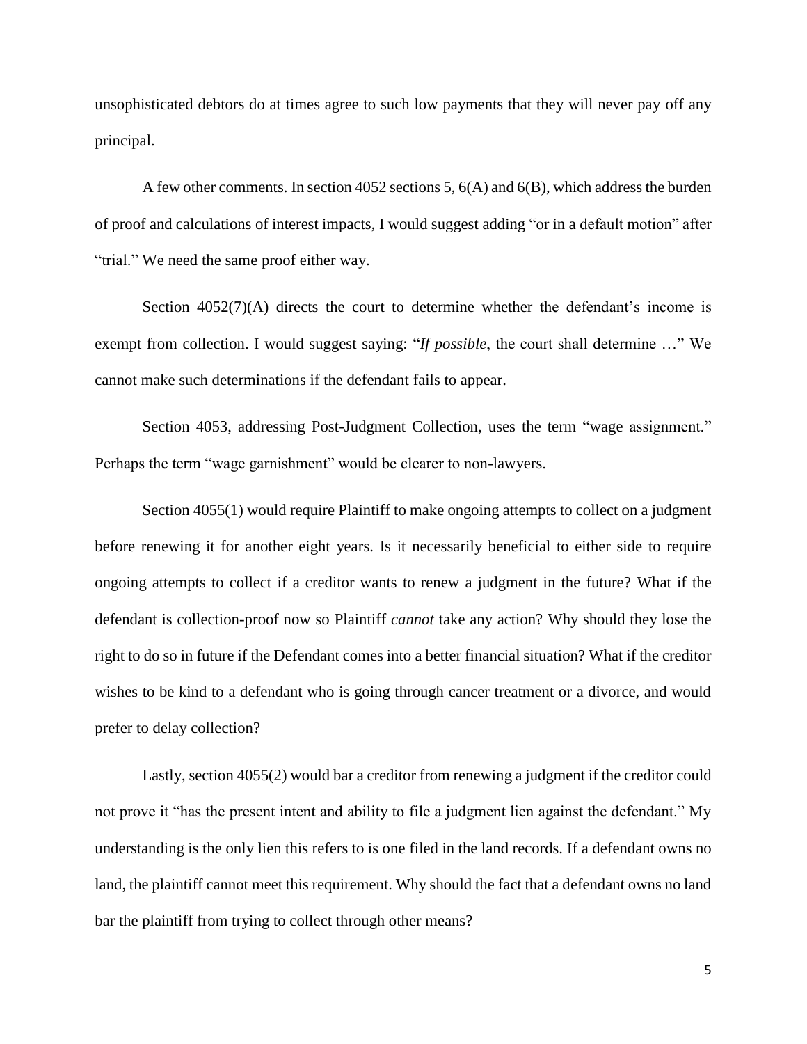unsophisticated debtors do at times agree to such low payments that they will never pay off any principal.

A few other comments. In section 4052 sections 5, 6(A) and 6(B), which address the burden of proof and calculations of interest impacts, I would suggest adding "or in a default motion" after "trial." We need the same proof either way.

Section 4052(7)(A) directs the court to determine whether the defendant's income is exempt from collection. I would suggest saying: "*If possible*, the court shall determine …" We cannot make such determinations if the defendant fails to appear.

Section 4053, addressing Post-Judgment Collection, uses the term "wage assignment." Perhaps the term "wage garnishment" would be clearer to non-lawyers.

Section 4055(1) would require Plaintiff to make ongoing attempts to collect on a judgment before renewing it for another eight years. Is it necessarily beneficial to either side to require ongoing attempts to collect if a creditor wants to renew a judgment in the future? What if the defendant is collection-proof now so Plaintiff *cannot* take any action? Why should they lose the right to do so in future if the Defendant comes into a better financial situation? What if the creditor wishes to be kind to a defendant who is going through cancer treatment or a divorce, and would prefer to delay collection?

Lastly, section 4055(2) would bar a creditor from renewing a judgment if the creditor could not prove it "has the present intent and ability to file a judgment lien against the defendant." My understanding is the only lien this refers to is one filed in the land records. If a defendant owns no land, the plaintiff cannot meet this requirement. Why should the fact that a defendant owns no land bar the plaintiff from trying to collect through other means?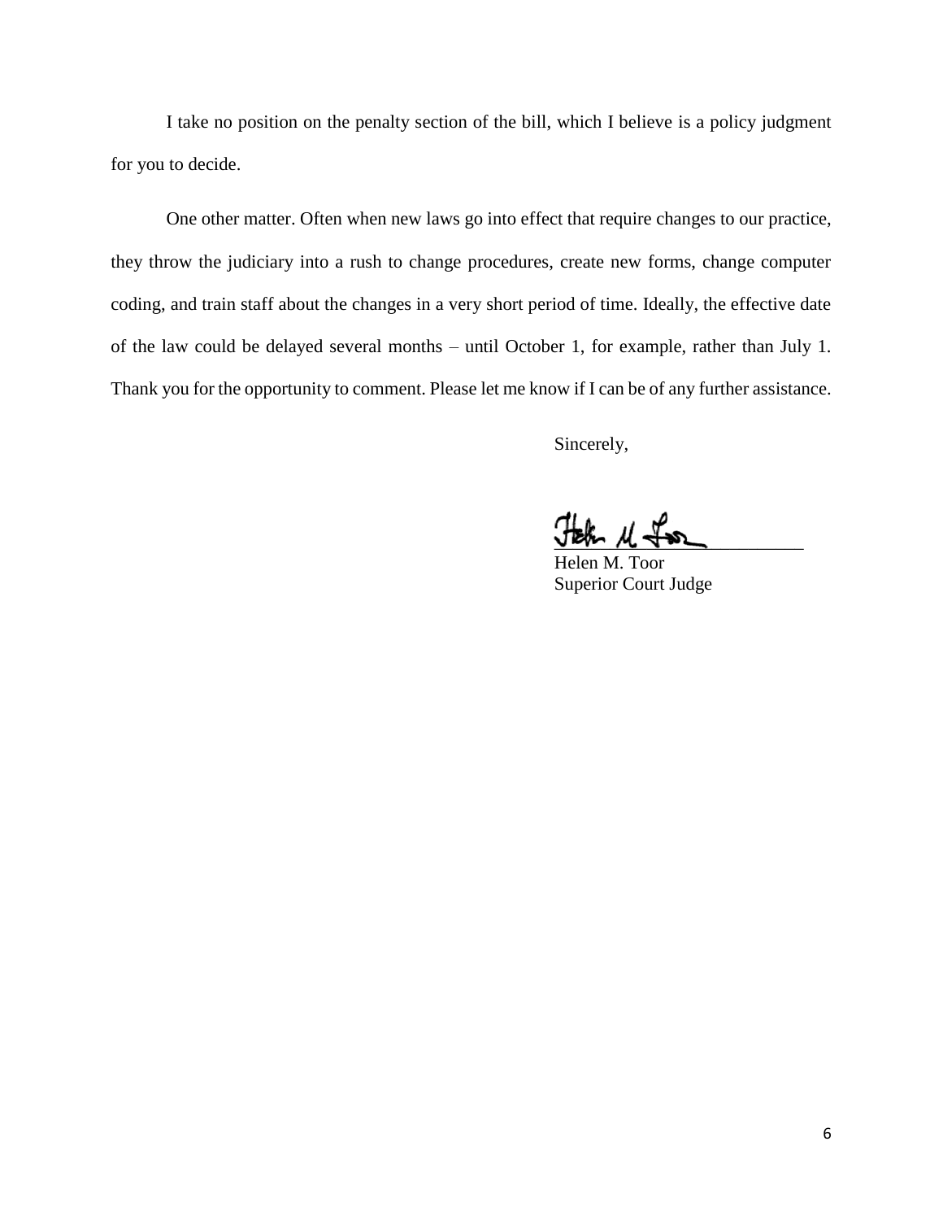I take no position on the penalty section of the bill, which I believe is a policy judgment for you to decide.

One other matter. Often when new laws go into effect that require changes to our practice, they throw the judiciary into a rush to change procedures, create new forms, change computer coding, and train staff about the changes in a very short period of time. Ideally, the effective date of the law could be delayed several months – until October 1, for example, rather than July 1. Thank you for the opportunity to comment. Please let me know if I can be of any further assistance.

Sincerely,

Helen M. Toor
Superior Court Judge